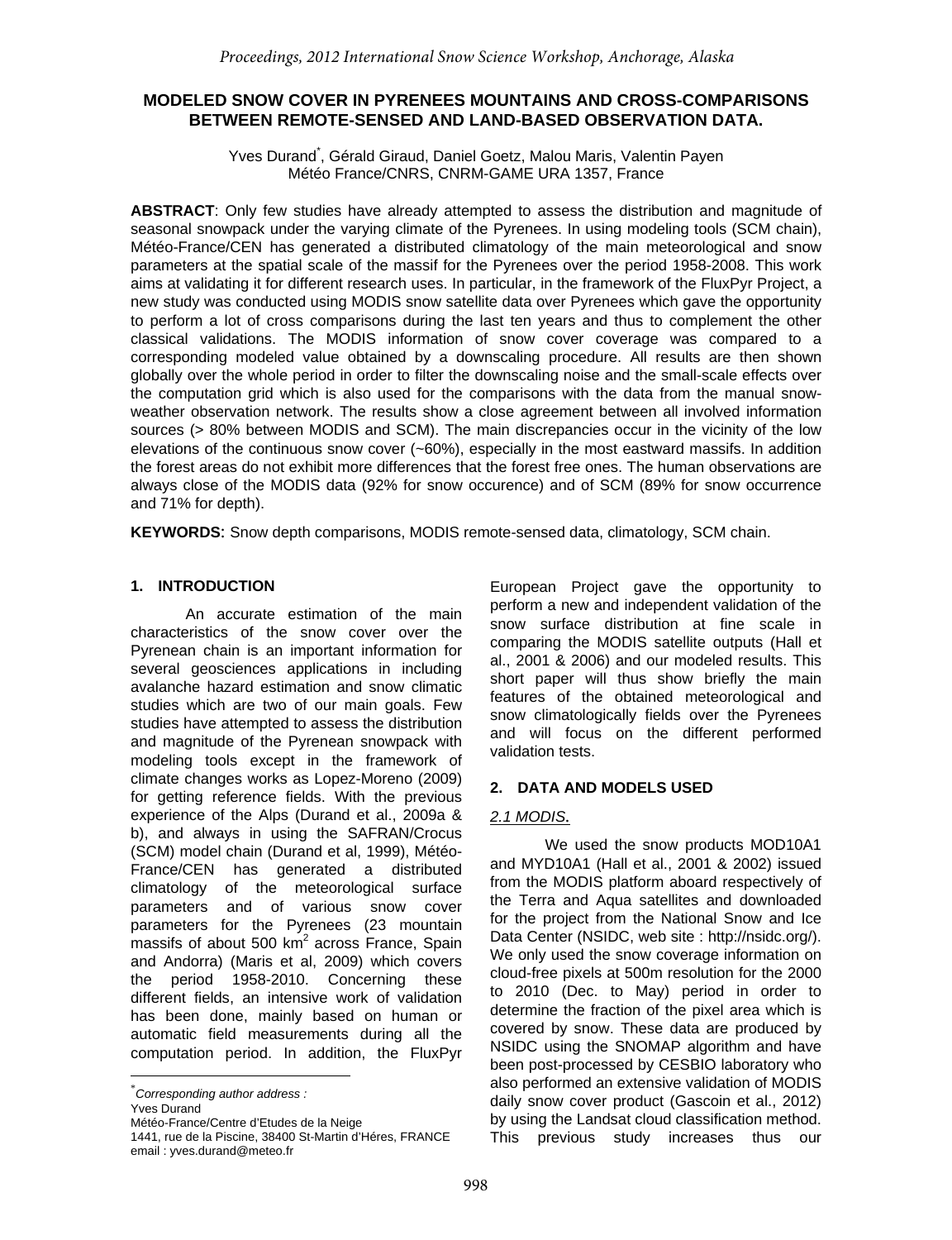# MODELED SNOW COVER IN PYRENEES MOUNTAINS AND CROSS-COMPARISONS BETWEEN REMOTE-SENSED AND LAND-BASED OBSERVATION DATA.

Yves Durand*, Gérald Giraud, Daniel Goetz, Malou Maris, Valentin Payen
Météo France/CNRS, CNRM-GAME URA 1357, France

**ABSTRACT**: Only few studies have already attempted to assess the distribution and magnitude of seasonal snowpack under the varying climate of the Pyrenees. In using modeling tools (SCM chain), Météo-France/CEN has generated a distributed climatology of the main meteorological and snow parameters at the spatial scale of the massif for the Pyrenees over the period 1958-2008. This work aims at validating it for different research uses. In particular, in the framework of the FluxPyr Project, a new study was conducted using MODIS snow satellite data over Pyrenees which gave the opportunity to perform a lot of cross comparisons during the last ten years and thus to complement the other classical validations. The MODIS information of snow cover coverage was compared to a corresponding modeled value obtained by a downscaling procedure. All results are then shown globally over the whole period in order to filter the downscaling noise and the small-scale effects over the computation grid which is also used for the comparisons with the data from the manual snow-weather observation network. The results show a close agreement between all involved information sources (> 80% between MODIS and SCM). The main discrepancies occur in the vicinity of the low elevations of the continuous snow cover (~60%), especially in the most eastward massifs. In addition the forest areas do not exhibit more differences that the forest free ones. The human observations are always close of the MODIS data (92% for snow occurence) and of SCM (89% for snow occurrence and 71% for depth).

**KEYWORDS:** Snow depth comparisons, MODIS remote-sensed data, climatology, SCM chain.

## 1. INTRODUCTION

An accurate estimation of the main characteristics of the snow cover over the Pyrenean chain is an important information for several geosciences applications in including avalanche hazard estimation and snow climatic studies which are two of our main goals. Few studies have attempted to assess the distribution and magnitude of the Pyrenean snowpack with modeling tools except in the framework of climate changes works as Lopez-Moreno (2009) for getting reference fields. With the previous experience of the Alps (Durand et al., 2009a & b), and always in using the SAFRAN/Crocus (SCM) model chain (Durand et al, 1999), Météo-France/CEN has generated a distributed climatology of the meteorological surface parameters and of various snow cover parameters for the Pyrenees (23 mountain massifs of about 500 km$^2$ across France, Spain and Andorra) (Maris et al, 2009) which covers the period 1958-2010. Concerning these different fields, an intensive work of validation has been done, mainly based on human or automatic field measurements during all the computation period. In addition, the FluxPyr European Project gave the opportunity to perform a new and independent validation of the snow surface distribution at fine scale in comparing the MODIS satellite outputs (Hall et al., 2001 & 2006) and our modeled results. This short paper will thus show briefly the main features of the obtained meteorological and snow climatologically fields over the Pyrenees and will focus on the different performed validation tests.

## 2. DATA AND MODELS USED

### *2.1 MODIS.*

We used the snow products MOD10A1 and MYD10A1 (Hall et al., 2001 & 2002) issued from the MODIS platform aboard respectively of the Terra and Aqua satellites and downloaded for the project from the National Snow and Ice Data Center (NSIDC, web site : http://nsidc.org/). We only used the snow coverage information on cloud-free pixels at 500m resolution for the 2000 to 2010 (Dec. to May) period in order to determine the fraction of the pixel area which is covered by snow. These data are produced by NSIDC using the SNOMAP algorithm and have been post-processed by CESBIO laboratory who also performed an extensive validation of MODIS daily snow cover product (Gascoin et al., 2012) by using the Landsat cloud classification method. This previous study increases thus our

---

*Corresponding author address :
Yves Durand
Météo-France/Centre d'Etudes de la Neige
1441, rue de la Piscine, 38400 St-Martin d'Héres, FRANCE
email : yves.durand@meteo.fr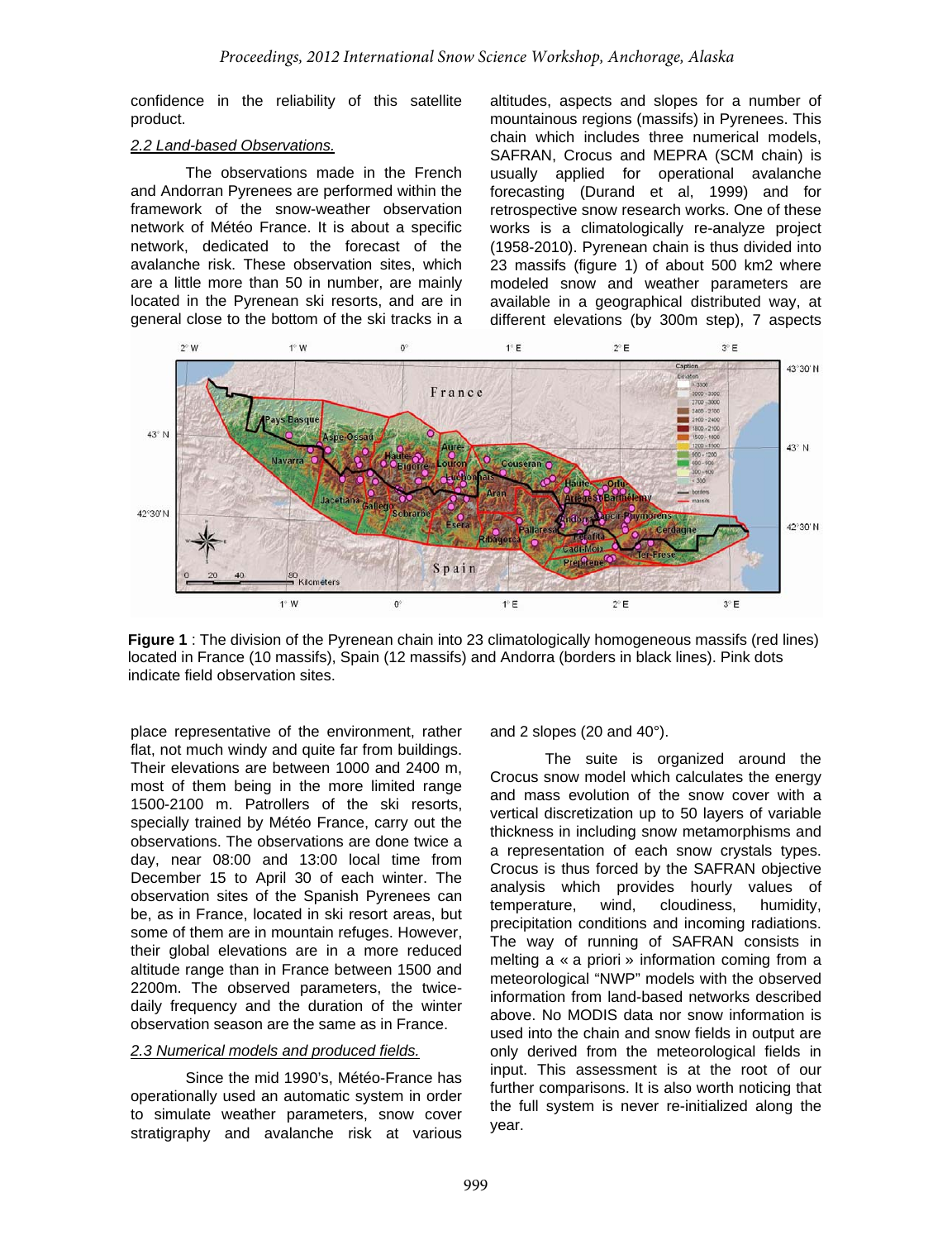confidence in the reliability of this satellite product.

### *2.2 Land-based Observations.*

The observations made in the French and Andorran Pyrenees are performed within the framework of the snow-weather observation network of Météo France. It is about a specific network, dedicated to the forecast of the avalanche risk. These observation sites, which are a little more than 50 in number, are mainly located in the Pyrenean ski resorts, and are in general close to the bottom of the ski tracks in a place representative of the environment, rather flat, not much windy and quite far from buildings. Their elevations are between 1000 and 2400 m, most of them being in the more limited range 1500-2100 m. Patrollers of the ski resorts, specially trained by Météo France, carry out the observations. The observations are done twice a day, near 08:00 and 13:00 local time from December 15 to April 30 of each winter. The observation sites of the Spanish Pyrenees can be, as in France, located in ski resort areas, but some of them are in mountain refuges. However, their global elevations are in a more reduced altitude range than in France between 1500 and 2200m. The observed parameters, the twice-daily frequency and the duration of the winter observation season are the same as in France.

### *2.3 Numerical models and produced fields.*

Since the mid 1990's, Météo-France has operationally used an automatic system in order to simulate weather parameters, snow cover stratigraphy and avalanche risk at various altitudes, aspects and slopes for a number of mountainous regions (massifs) in Pyrenees. This chain which includes three numerical models, SAFRAN, Crocus and MEPRA (SCM chain) is usually applied for operational avalanche forecasting (Durand et al, 1999) and for retrospective snow research works. One of these works is a climatologically re-analyze project (1958-2010). Pyrenean chain is thus divided into 23 massifs (figure 1) of about 500 km2 where modeled snow and weather parameters are available in a geographical distributed way, at different elevations (by 300m step), 7 aspects and 2 slopes (20 and 40°).

**Figure 1** : The division of the Pyrenean chain into 23 climatologically homogeneous massifs (red lines) located in France (10 massifs), Spain (12 massifs) and Andorra (borders in black lines). Pink dots indicate field observation sites.

The suite is organized around the Crocus snow model which calculates the energy and mass evolution of the snow cover with a vertical discretization up to 50 layers of variable thickness in including snow metamorphisms and a representation of each snow crystals types. Crocus is thus forced by the SAFRAN objective analysis which provides hourly values of temperature, wind, cloudiness, humidity, precipitation conditions and incoming radiations. The way of running of SAFRAN consists in melting a « a priori » information coming from a meteorological "NWP" models with the observed information from land-based networks described above. No MODIS data nor snow information is used into the chain and snow fields in output are only derived from the meteorological fields in input. This assessment is at the root of our further comparisons. It is also worth noticing that the full system is never re-initialized along the year.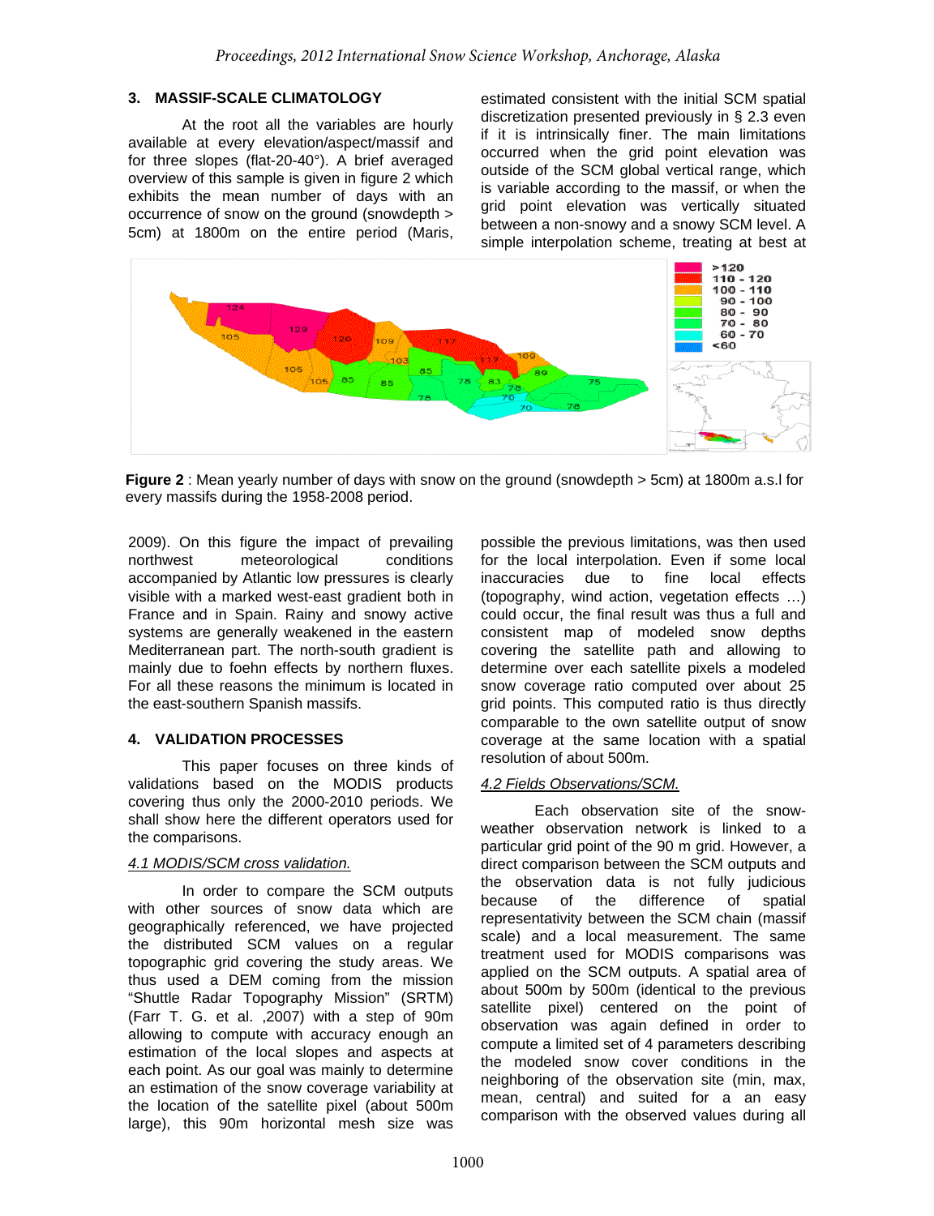## 3. MASSIF-SCALE CLIMATOLOGY

At the root all the variables are hourly available at every elevation/aspect/massif and for three slopes (flat-20-40°). A brief averaged overview of this sample is given in figure 2 which exhibits the mean number of days with an occurrence of snow on the ground (snowdepth > 5cm) at 1800m on the entire period (Maris, 2009). On this figure the impact of prevailing northwest meteorological conditions accompanied by Atlantic low pressures is clearly visible with a marked west-east gradient both in France and in Spain. Rainy and snowy active systems are generally weakened in the eastern Mediterranean part. The north-south gradient is mainly due to foehn effects by northern fluxes. For all these reasons the minimum is located in the east-southern Spanish massifs.

**Figure 2** : Mean yearly number of days with snow on the ground (snowdepth > 5cm) at 1800m a.s.l for every massifs during the 1958-2008 period.

## 4. VALIDATION PROCESSES

This paper focuses on three kinds of validations based on the MODIS products covering thus only the 2000-2010 periods. We shall show here the different operators used for the comparisons.

### *4.1 MODIS/SCM cross validation.*

In order to compare the SCM outputs with other sources of snow data which are geographically referenced, we have projected the distributed SCM values on a regular topographic grid covering the study areas. We thus used a DEM coming from the mission "Shuttle Radar Topography Mission" (SRTM) (Farr T. G. et al. ,2007) with a step of 90m allowing to compute with accuracy enough an estimation of the local slopes and aspects at each point. As our goal was mainly to determine an estimation of the snow coverage variability at the location of the satellite pixel (about 500m large), this 90m horizontal mesh size was estimated consistent with the initial SCM spatial discretization presented previously in § 2.3 even if it is intrinsically finer. The main limitations occurred when the grid point elevation was outside of the SCM global vertical range, which is variable according to the massif, or when the grid point elevation was vertically situated between a non-snowy and a snowy SCM level. A simple interpolation scheme, treating at best at possible the previous limitations, was then used for the local interpolation. Even if some local inaccuracies due to fine local effects (topography, wind action, vegetation effects …) could occur, the final result was thus a full and consistent map of modeled snow depths covering the satellite path and allowing to determine over each satellite pixels a modeled snow coverage ratio computed over about 25 grid points. This computed ratio is thus directly comparable to the own satellite output of snow coverage at the same location with a spatial resolution of about 500m.

### *4.2 Fields Observations/SCM.*

Each observation site of the snow-weather observation network is linked to a particular grid point of the 90 m grid. However, a direct comparison between the SCM outputs and the observation data is not fully judicious because of the difference of spatial representativity between the SCM chain (massif scale) and a local measurement. The same treatment used for MODIS comparisons was applied on the SCM outputs. A spatial area of about 500m by 500m (identical to the previous satellite pixel) centered on the point of observation was again defined in order to compute a limited set of 4 parameters describing the modeled snow cover conditions in the neighboring of the observation site (min, max, mean, central) and suited for a an easy comparison with the observed values during all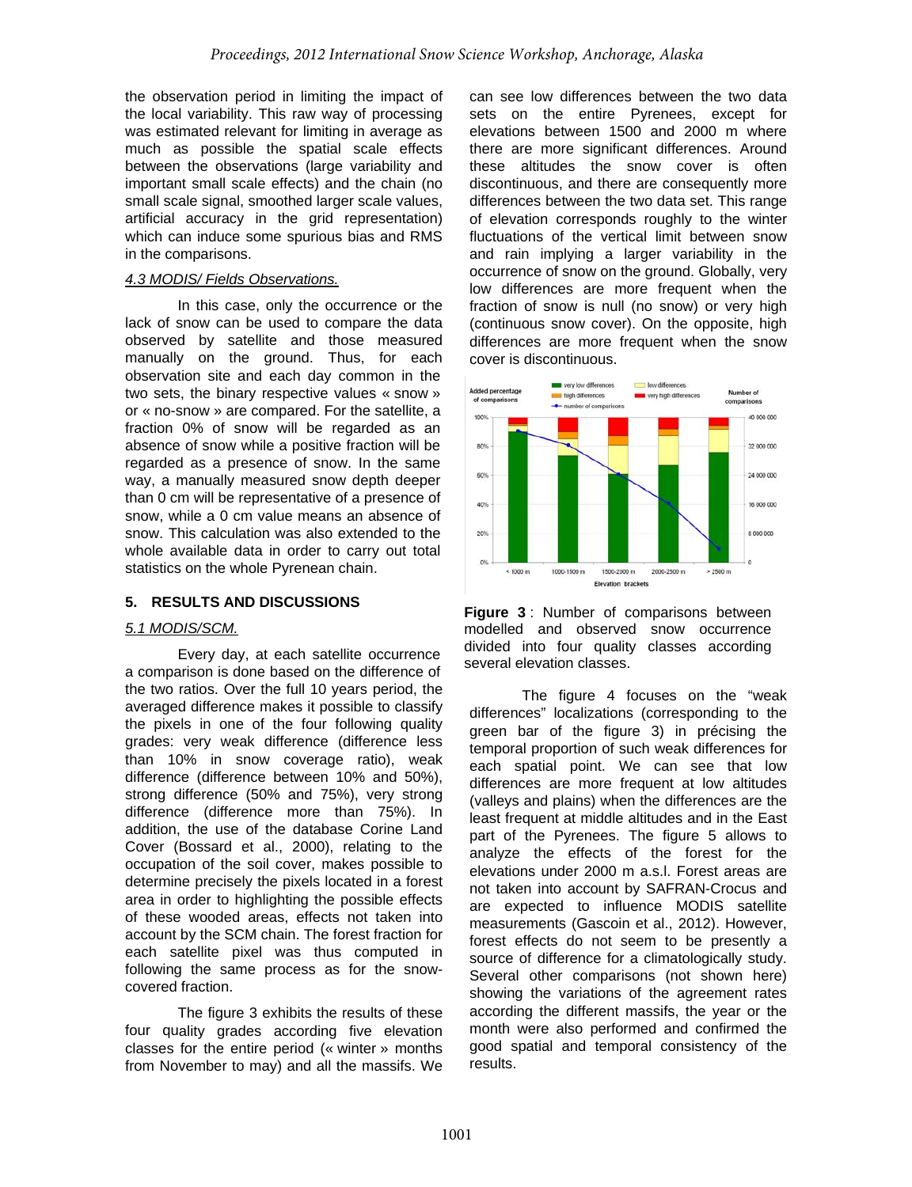the observation period in limiting the impact of the local variability. This raw way of processing was estimated relevant for limiting in average as much as possible the spatial scale effects between the observations (large variability and important small scale effects) and the chain (no small scale signal, smoothed larger scale values, artificial accuracy in the grid representation) which can induce some spurious bias and RMS in the comparisons.

### *4.3 MODIS/ Fields Observations.*

In this case, only the occurrence or the lack of snow can be used to compare the data observed by satellite and those measured manually on the ground. Thus, for each observation site and each day common in the two sets, the binary respective values « snow » or « no-snow » are compared. For the satellite, a fraction 0% of snow will be regarded as an absence of snow while a positive fraction will be regarded as a presence of snow. In the same way, a manually measured snow depth deeper than 0 cm will be representative of a presence of snow, while a 0 cm value means an absence of snow. This calculation was also extended to the whole available data in order to carry out total statistics on the whole Pyrenean chain.

## 5. RESULTS AND DISCUSSIONS

### *5.1 MODIS/SCM.*

Every day, at each satellite occurrence a comparison is done based on the difference of the two ratios. Over the full 10 years period, the averaged difference makes it possible to classify the pixels in one of the four following quality grades: very weak difference (difference less than 10% in snow coverage ratio), weak difference (difference between 10% and 50%), strong difference (50% and 75%), very strong difference (difference more than 75%). In addition, the use of the database Corine Land Cover (Bossard et al., 2000), relating to the occupation of the soil cover, makes possible to determine precisely the pixels located in a forest area in order to highlighting the possible effects of these wooded areas, effects not taken into account by the SCM chain. The forest fraction for each satellite pixel was thus computed in following the same process as for the snow-covered fraction.

The figure 3 exhibits the results of these four quality grades according five elevation classes for the entire period (« winter » months from November to may) and all the massifs. We can see low differences between the two data sets on the entire Pyrenees, except for elevations between 1500 and 2000 m where there are more significant differences. Around these altitudes the snow cover is often discontinuous, and there are consequently more differences between the two data set. This range of elevation corresponds roughly to the winter fluctuations of the vertical limit between snow and rain implying a larger variability in the occurrence of snow on the ground. Globally, very low differences are more frequent when the fraction of snow is null (no snow) or very high (continuous snow cover). On the opposite, high differences are more frequent when the snow cover is discontinuous.

**Figure 3** : Number of comparisons between modelled and observed snow occurrence divided into four quality classes according several elevation classes.

The figure 4 focuses on the "weak differences" localizations (corresponding to the green bar of the figure 3) in précising the temporal proportion of such weak differences for each spatial point. We can see that low differences are more frequent at low altitudes (valleys and plains) when the differences are the least frequent at middle altitudes and in the East part of the Pyrenees. The figure 5 allows to analyze the effects of the forest for the elevations under 2000 m a.s.l. Forest areas are not taken into account by SAFRAN-Crocus and are expected to influence MODIS satellite measurements (Gascoin et al., 2012). However, forest effects do not seem to be presently a source of difference for a climatologically study. Several other comparisons (not shown here) showing the variations of the agreement rates according the different massifs, the year or the month were also performed and confirmed the good spatial and temporal consistency of the results.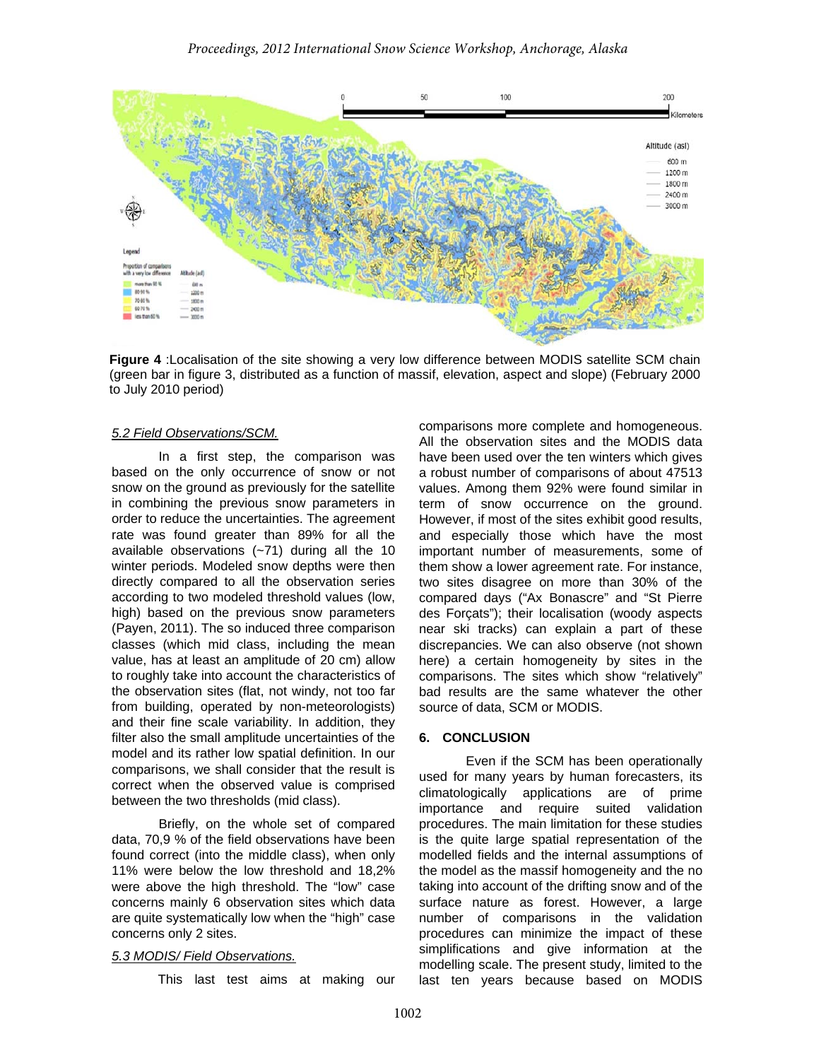**Figure 4** :Localisation of the site showing a very low difference between MODIS satellite SCM chain (green bar in figure 3, distributed as a function of massif, elevation, aspect and slope) (February 2000 to July 2010 period)

### *5.2 Field Observations/SCM.*

In a first step, the comparison was based on the only occurrence of snow or not snow on the ground as previously for the satellite in combining the previous snow parameters in order to reduce the uncertainties. The agreement rate was found greater than 89% for all the available observations (~71) during all the 10 winter periods. Modeled snow depths were then directly compared to all the observation series according to two modeled threshold values (low, high) based on the previous snow parameters (Payen, 2011). The so induced three comparison classes (which mid class, including the mean value, has at least an amplitude of 20 cm) allow to roughly take into account the characteristics of the observation sites (flat, not windy, not too far from building, operated by non-meteorologists) and their fine scale variability. In addition, they filter also the small amplitude uncertainties of the model and its rather low spatial definition. In our comparisons, we shall consider that the result is correct when the observed value is comprised between the two thresholds (mid class).

Briefly, on the whole set of compared data, 70,9 % of the field observations have been found correct (into the middle class), when only 11% were below the low threshold and 18,2% were above the high threshold. The "low" case concerns mainly 6 observation sites which data are quite systematically low when the "high" case concerns only 2 sites.

### *5.3 MODIS/ Field Observations.*

This last test aims at making our comparisons more complete and homogeneous. All the observation sites and the MODIS data have been used over the ten winters which gives a robust number of comparisons of about 47513 values. Among them 92% were found similar in term of snow occurrence on the ground. However, if most of the sites exhibit good results, and especially those which have the most important number of measurements, some of them show a lower agreement rate. For instance, two sites disagree on more than 30% of the compared days ("Ax Bonascre" and "St Pierre des Forçats"); their localisation (woody aspects near ski tracks) can explain a part of these discrepancies. We can also observe (not shown here) a certain homogeneity by sites in the comparisons. The sites which show "relatively" bad results are the same whatever the other source of data, SCM or MODIS.

## 6. CONCLUSION

Even if the SCM has been operationally used for many years by human forecasters, its climatologically applications are of prime importance and require suited validation procedures. The main limitation for these studies is the quite large spatial representation of the modelled fields and the internal assumptions of the model as the massif homogeneity and the no taking into account of the drifting snow and of the surface nature as forest. However, a large number of comparisons in the validation procedures can minimize the impact of these simplifications and give information at the modelling scale. The present study, limited to the last ten years because based on MODIS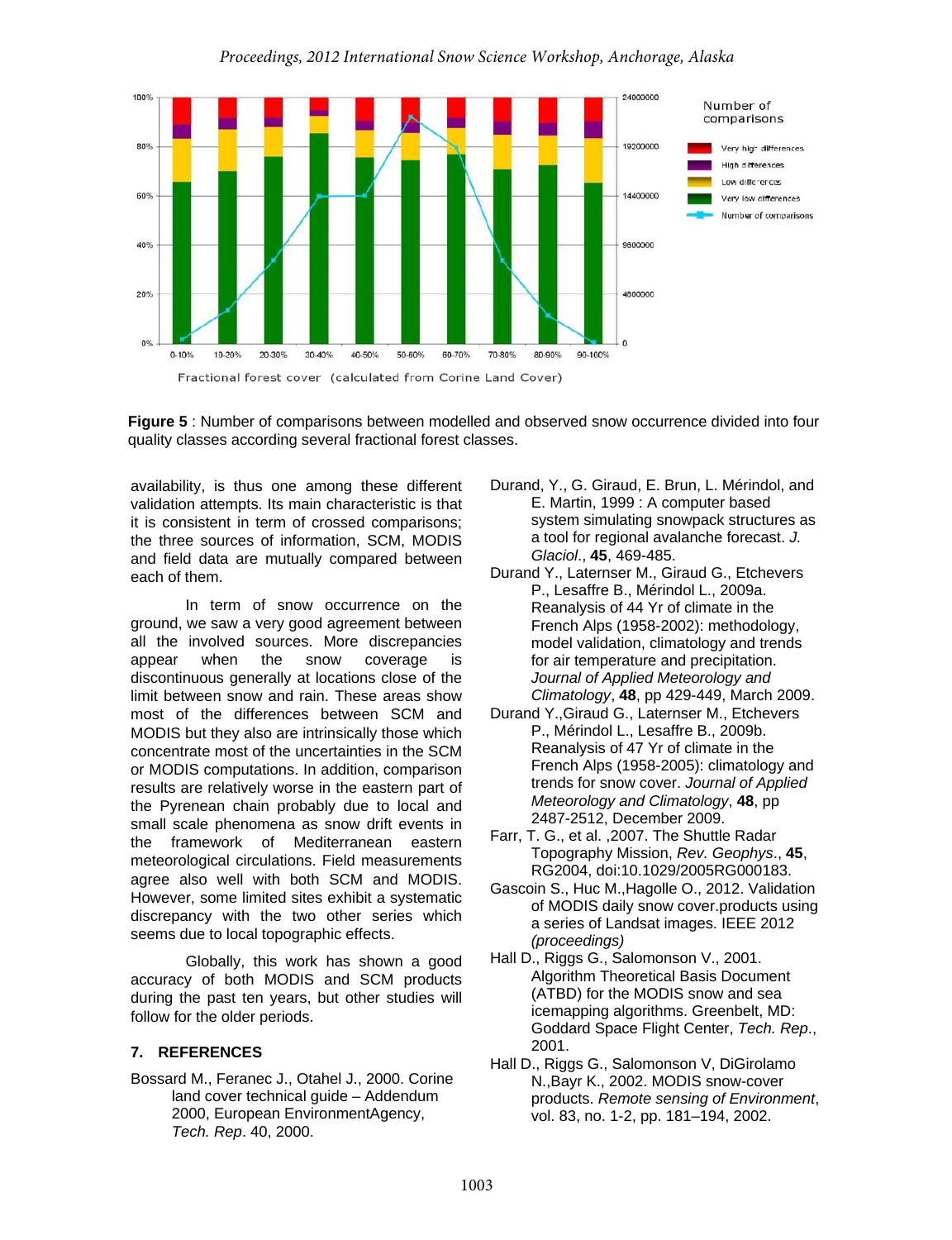**Figure 5** : Number of comparisons between modelled and observed snow occurrence divided into four quality classes according several fractional forest classes.

availability, is thus one among these different validation attempts. Its main characteristic is that it is consistent in term of crossed comparisons; the three sources of information, SCM, MODIS and field data are mutually compared between each of them.

In term of snow occurrence on the ground, we saw a very good agreement between all the involved sources. More discrepancies appear when the snow coverage is discontinuous generally at locations close of the limit between snow and rain. These areas show most of the differences between SCM and MODIS but they also are intrinsically those which concentrate most of the uncertainties in the SCM or MODIS computations. In addition, comparison results are relatively worse in the eastern part of the Pyrenean chain probably due to local and small scale phenomena as snow drift events in the framework of Mediterranean eastern meteorological circulations. Field measurements agree also well with both SCM and MODIS. However, some limited sites exhibit a systematic discrepancy with the two other series which seems due to local topographic effects.

Globally, this work has shown a good accuracy of both MODIS and SCM products during the past ten years, but other studies will follow for the older periods.

## 7. REFERENCES

Bossard M., Feranec J., Otahel J., 2000. Corine land cover technical guide – Addendum 2000, European EnvironmentAgency, *Tech. Rep*. 40, 2000.

Durand, Y., G. Giraud, E. Brun, L. Mérindol, and E. Martin, 1999 : A computer based system simulating snowpack structures as a tool for regional avalanche forecast. *J. Glaciol*., **45**, 469-485.

Durand Y., Laternser M., Giraud G., Etchevers P., Lesaffre B., Mérindol L., 2009a. Reanalysis of 44 Yr of climate in the French Alps (1958-2002): methodology, model validation, climatology and trends for air temperature and precipitation. *Journal of Applied Meteorology and Climatology*, **48**, pp 429-449, March 2009.

Durand Y.,Giraud G., Laternser M., Etchevers P., Mérindol L., Lesaffre B., 2009b. Reanalysis of 47 Yr of climate in the French Alps (1958-2005): climatology and trends for snow cover. *Journal of Applied Meteorology and Climatology*, **48**, pp 2487-2512, December 2009.

Farr, T. G., et al. ,2007. The Shuttle Radar Topography Mission, *Rev. Geophys*., **45**, RG2004, doi:10.1029/2005RG000183.

Gascoin S., Huc M.,Hagolle O., 2012. Validation of MODIS daily snow cover.products using a series of Landsat images. IEEE 2012 *(proceedings)*

Hall D., Riggs G., Salomonson V., 2001. Algorithm Theoretical Basis Document (ATBD) for the MODIS snow and sea icemapping algorithms. Greenbelt, MD: Goddard Space Flight Center, *Tech. Rep*., 2001.

Hall D., Riggs G., Salomonson V, DiGirolamo N.,Bayr K., 2002. MODIS snow-cover products. *Remote sensing of Environment*, vol. 83, no. 1-2, pp. 181–194, 2002.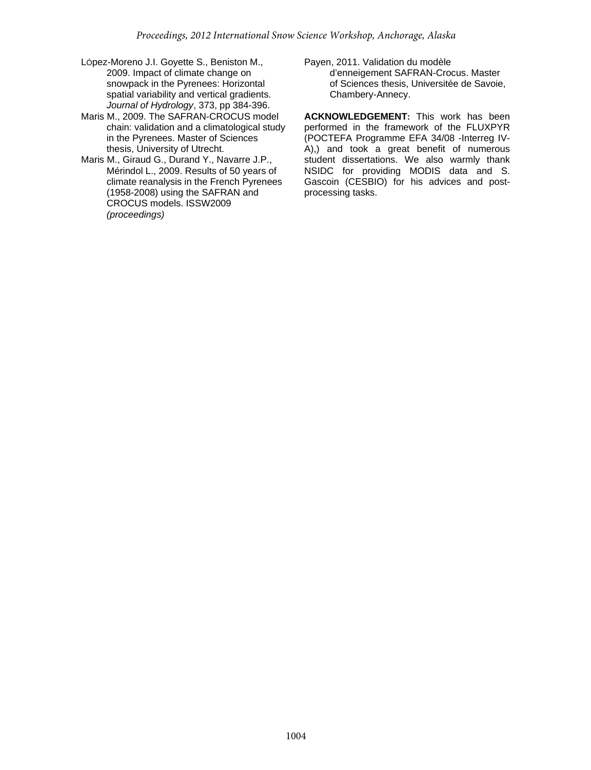López-Moreno J.I. Goyette S., Beniston M., 2009. Impact of climate change on snowpack in the Pyrenees: Horizontal spatial variability and vertical gradients. *Journal of Hydrology*, 373, pp 384-396.

Maris M., 2009. The SAFRAN-CROCUS model chain: validation and a climatological study in the Pyrenees. Master of Sciences thesis, University of Utrecht.

Maris M., Giraud G., Durand Y., Navarre J.P., Mérindol L., 2009. Results of 50 years of climate reanalysis in the French Pyrenees (1958-2008) using the SAFRAN and CROCUS models. ISSW2009 *(proceedings)*

Payen, 2011. Validation du modèle d'enneigement SAFRAN-Crocus. Master of Sciences thesis, Universitée de Savoie, Chambery-Annecy.

**ACKNOWLEDGEMENT:** This work has been performed in the framework of the FLUXPYR (POCTEFA Programme EFA 34/08 -Interreg IV-A),) and took a great benefit of numerous student dissertations. We also warmly thank NSIDC for providing MODIS data and S. Gascoin (CESBIO) for his advices and post-processing tasks.